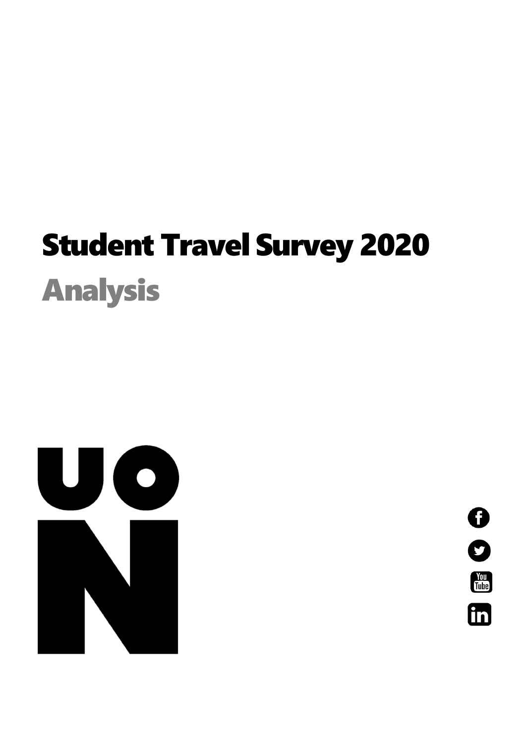# Student Travel Survey 2020

## Analysis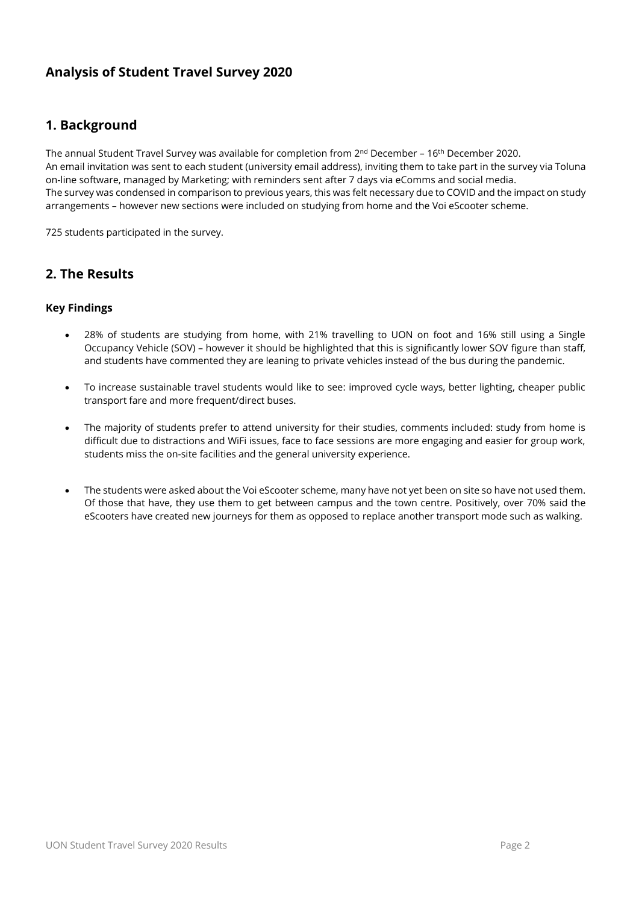## Analysis of Student Travel Survey 2020

## 1. Background

The annual Student Travel Survey was available for completion from 2nd December – 16th December 2020.
An email invitation was sent to each student (university email address), inviting them to take part in the survey via Toluna on-line software, managed by Marketing; with reminders sent after 7 days via eComms and social media.
The survey was condensed in comparison to previous years, this was felt necessary due to COVID and the impact on study arrangements – however new sections were included on studying from home and the Voi eScooter scheme.

725 students participated in the survey.

## 2. The Results

### Key Findings

- 28% of students are studying from home, with 21% travelling to UON on foot and 16% still using a Single Occupancy Vehicle (SOV) – however it should be highlighted that this is significantly lower SOV figure than staff, and students have commented they are leaning to private vehicles instead of the bus during the pandemic.
- To increase sustainable travel students would like to see: improved cycle ways, better lighting, cheaper public transport fare and more frequent/direct buses.
- The majority of students prefer to attend university for their studies, comments included: study from home is difficult due to distractions and WiFi issues, face to face sessions are more engaging and easier for group work, students miss the on-site facilities and the general university experience.
- The students were asked about the Voi eScooter scheme, many have not yet been on site so have not used them. Of those that have, they use them to get between campus and the town centre. Positively, over 70% said the eScooters have created new journeys for them as opposed to replace another transport mode such as walking.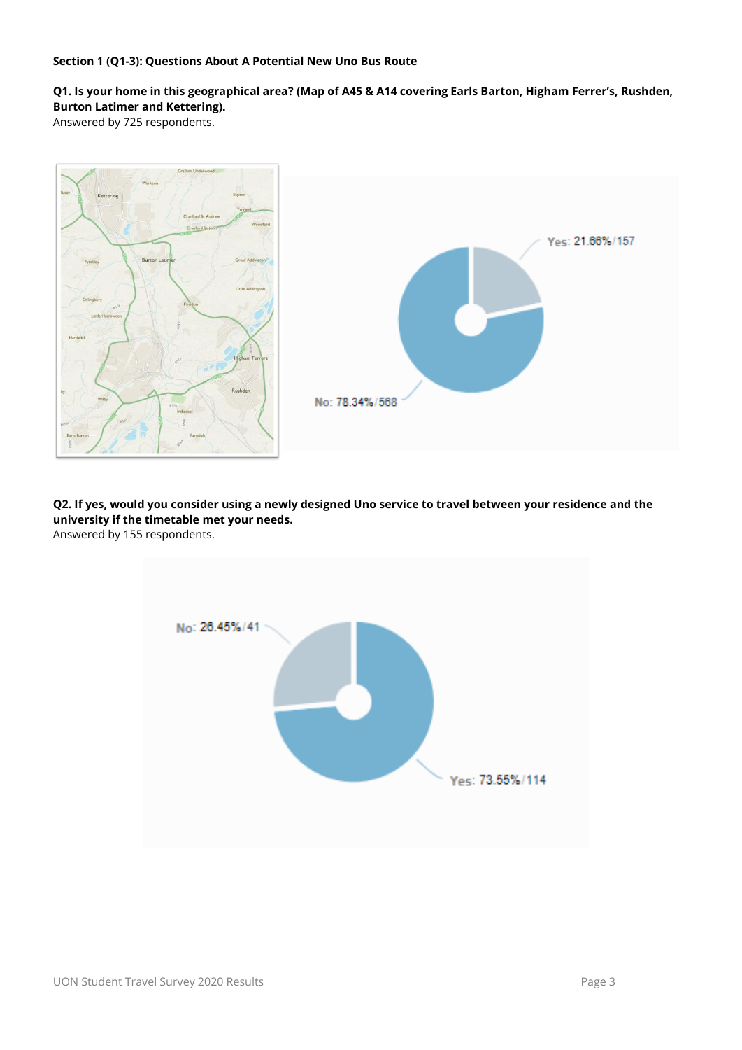**Section 1 (Q1-3): Questions About A Potential New Uno Bus Route**

**Q1. Is your home in this geographical area? (Map of A45 & A14 covering Earls Barton, Higham Ferrer's, Rushden, Burton Latimer and Kettering).**
Answered by 725 respondents.

Yes: 21.66% / 157

No: 78.34% / 568

**Q2. If yes, would you consider using a newly designed Uno service to travel between your residence and the university if the timetable met your needs.**
Answered by 155 respondents.

No: 26.45% / 41

Yes: 73.55% / 114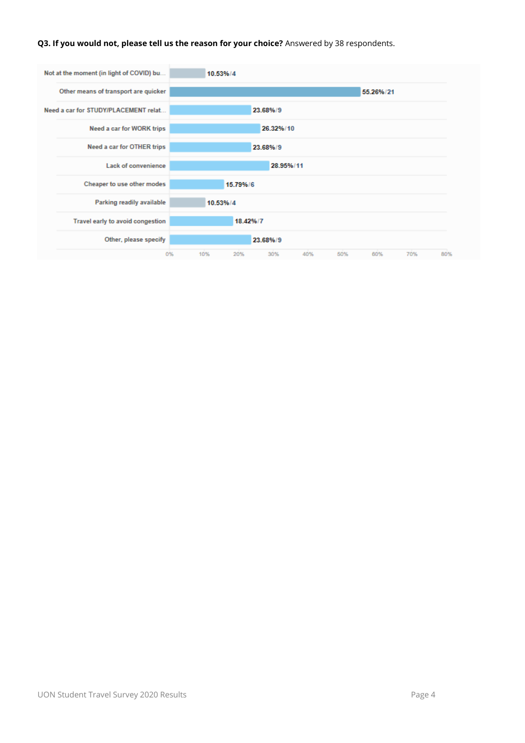**Q3. If you would not, please tell us the reason for your choice?** Answered by 38 respondents.

| Response | Percentage / Count |
|---|---|
| Not at the moment (in light of COVID) bu... | 10.53% / 4 |
| Other means of transport are quicker | 55.26% / 21 |
| Need a car for STUDY/PLACEMENT relat... | 23.68% / 9 |
| Need a car for WORK trips | 26.32% / 10 |
| Need a car for OTHER trips | 23.68% / 9 |
| Lack of convenience | 28.95% / 11 |
| Cheaper to use other modes | 15.79% / 6 |
| Parking readily available | 10.53% / 4 |
| Travel early to avoid congestion | 18.42% / 7 |
| Other, please specify | 23.68% / 9 |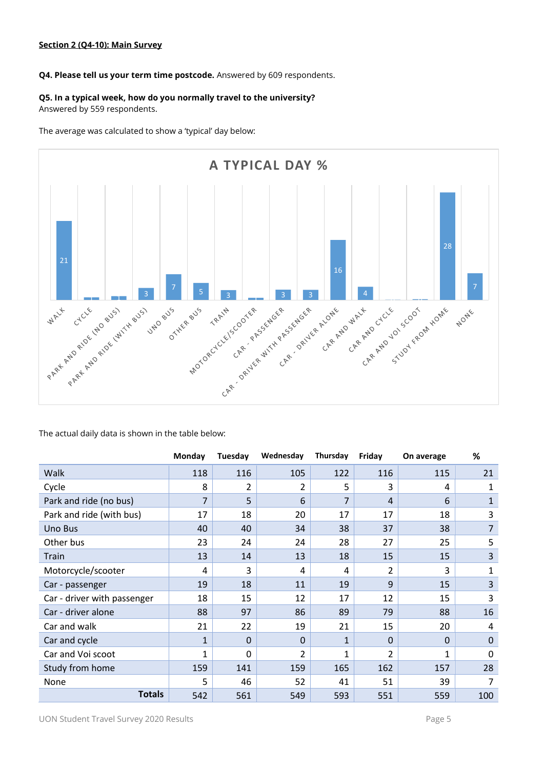**Section 2 (Q4-10): Main Survey**

**Q4. Please tell us your term time postcode.** Answered by 609 respondents.

**Q5. In a typical week, how do you normally travel to the university?**
Answered by 559 respondents.

The average was calculated to show a 'typical' day below:

**A TYPICAL DAY %**

| Mode | % |
|---|---|
| Walk | 21 |
| Cycle | |
| Park and ride (no bus) | |
| Park and ride (with bus) | 3 |
| Uno bus | 7 |
| Other bus | 5 |
| Train | 3 |
| Motorcycle/scooter | |
| Car - passenger | 3 |
| Car - driver with passenger | 3 |
| Car - driver alone | 16 |
| Car and walk | 4 |
| Car and cycle | |
| Car and Voi scoot | |
| Study from home | 28 |
| None | 7 |

The actual daily data is shown in the table below:

| | Monday | Tuesday | Wednesday | Thursday | Friday | On average | % |
|---|---|---|---|---|---|---|---|
| Walk | 118 | 116 | 105 | 122 | 116 | 115 | 21 |
| Cycle | 8 | 2 | 2 | 5 | 3 | 4 | 1 |
| Park and ride (no bus) | 7 | 5 | 6 | 7 | 4 | 6 | 1 |
| Park and ride (with bus) | 17 | 18 | 20 | 17 | 17 | 18 | 3 |
| Uno Bus | 40 | 40 | 34 | 38 | 37 | 38 | 7 |
| Other bus | 23 | 24 | 24 | 28 | 27 | 25 | 5 |
| Train | 13 | 14 | 13 | 18 | 15 | 15 | 3 |
| Motorcycle/scooter | 4 | 3 | 4 | 4 | 2 | 3 | 1 |
| Car - passenger | 19 | 18 | 11 | 19 | 9 | 15 | 3 |
| Car - driver with passenger | 18 | 15 | 12 | 17 | 12 | 15 | 3 |
| Car - driver alone | 88 | 97 | 86 | 89 | 79 | 88 | 16 |
| Car and walk | 21 | 22 | 19 | 21 | 15 | 20 | 4 |
| Car and cycle | 1 | 0 | 0 | 1 | 0 | 0 | 0 |
| Car and Voi scoot | 1 | 0 | 2 | 1 | 2 | 1 | 0 |
| Study from home | 159 | 141 | 159 | 165 | 162 | 157 | 28 |
| None | 5 | 46 | 52 | 41 | 51 | 39 | 7 |
| **Totals** | 542 | 561 | 549 | 593 | 551 | 559 | 100 |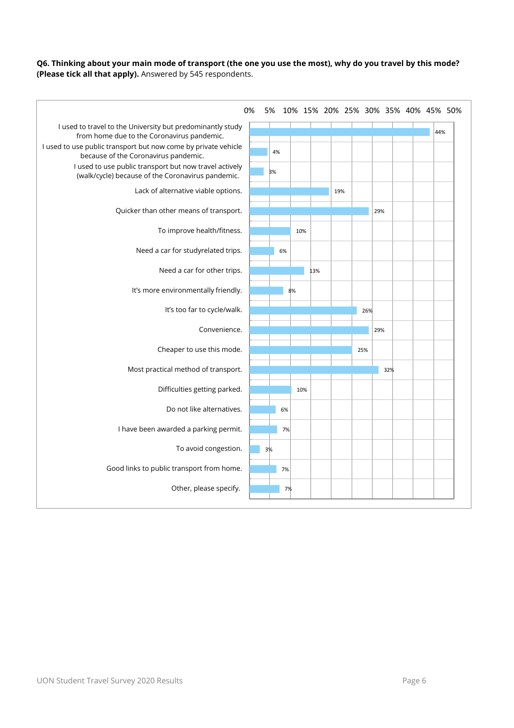**Q6. Thinking about your main mode of transport (the one you use the most), why do you travel by this mode? (Please tick all that apply).** Answered by 545 respondents.

| Reason | Percentage |
|---|---|
| I used to travel to the University but predominantly study from home due to the Coronavirus pandemic. | 44% |
| I used to use public transport but now come by private vehicle because of the Coronavirus pandemic. | 4% |
| I used to use public transport but now travel actively (walk/cycle) because of the Coronavirus pandemic. | 3% |
| Lack of alternative viable options. | 19% |
| Quicker than other means of transport. | 29% |
| To improve health/fitness. | 10% |
| Need a car for studyrelated trips. | 6% |
| Need a car for other trips. | 13% |
| It's more environmentally friendly. | 8% |
| It's too far to cycle/walk. | 26% |
| Convenience. | 29% |
| Cheaper to use this mode. | 25% |
| Most practical method of transport. | 32% |
| Difficulties getting parked. | 10% |
| Do not like alternatives. | 6% |
| I have been awarded a parking permit. | 7% |
| To avoid congestion. | 3% |
| Good links to public transport from home. | 7% |
| Other, please specify. | 7% |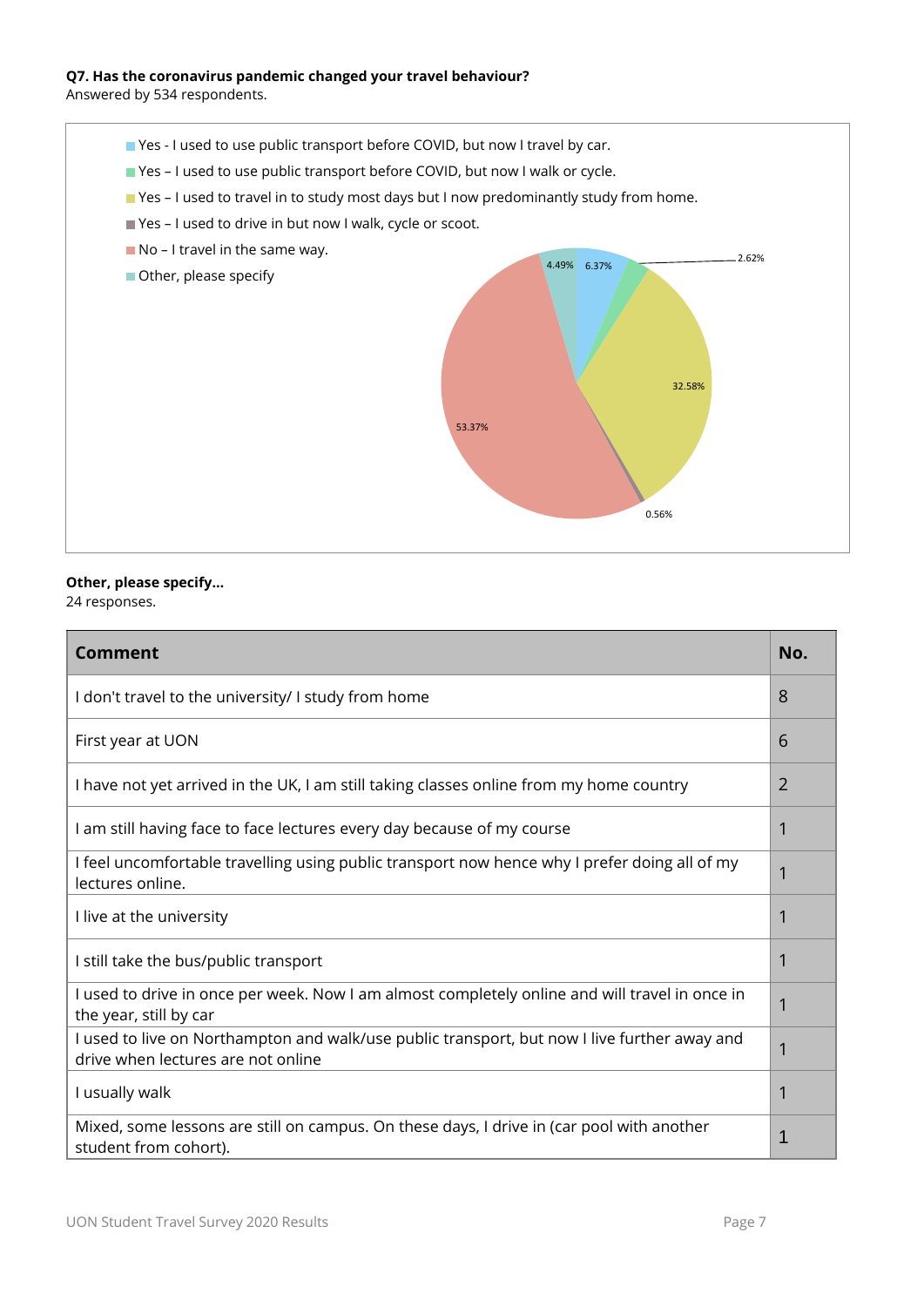**Q7. Has the coronavirus pandemic changed your travel behaviour?**
Answered by 534 respondents.

- Yes - I used to use public transport before COVID, but now I travel by car.
- Yes – I used to use public transport before COVID, but now I walk or cycle.
- Yes – I used to travel in to study most days but I now predominantly study from home.
- Yes – I used to drive in but now I walk, cycle or scoot.
- No – I travel in the same way.
- Other, please specify

4.49% 6.37% 2.62% 32.58% 53.37% 0.56%

**Other, please specify...**
24 responses.

| Comment | No. |
|---|---|
| I don't travel to the university/ I study from home | 8 |
| First year at UON | 6 |
| I have not yet arrived in the UK, I am still taking classes online from my home country | 2 |
| I am still having face to face lectures every day because of my course | 1 |
| I feel uncomfortable travelling using public transport now hence why I prefer doing all of my lectures online. | 1 |
| I live at the university | 1 |
| I still take the bus/public transport | 1 |
| I used to drive in once per week. Now I am almost completely online and will travel in once in the year, still by car | 1 |
| I used to live on Northampton and walk/use public transport, but now I live further away and drive when lectures are not online | 1 |
| I usually walk | 1 |
| Mixed, some lessons are still on campus. On these days, I drive in (car pool with another student from cohort). | 1 |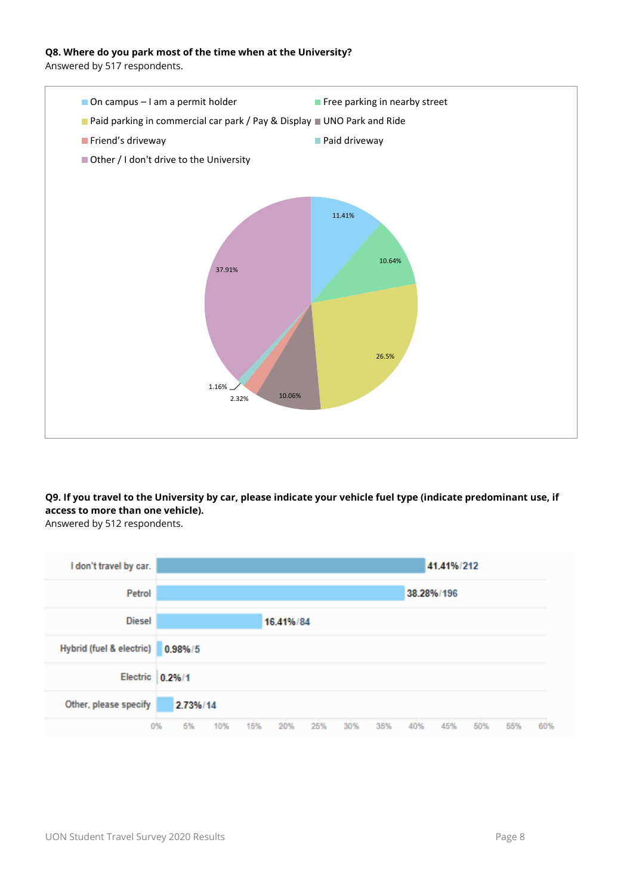**Q8. Where do you park most of the time when at the University?**
Answered by 517 respondents.

| Response | Percentage |
|---|---|
| On campus – I am a permit holder | 11.41% |
| Free parking in nearby street | 10.64% |
| Paid parking in commercial car park / Pay & Display | 26.5% |
| UNO Park and Ride | 10.06% |
| Friend's driveway | 2.32% |
| Paid driveway | 1.16% |
| Other / I don't drive to the University | 37.91% |

**Q9. If you travel to the University by car, please indicate your vehicle fuel type (indicate predominant use, if access to more than one vehicle).**
Answered by 512 respondents.

| Response | Percentage / Count |
|---|---|
| I don't travel by car. | 41.41% / 212 |
| Petrol | 38.28% / 196 |
| Diesel | 16.41% / 84 |
| Hybrid (fuel & electric) | 0.98% / 5 |
| Electric | 0.2% / 1 |
| Other, please specify | 2.73% / 14 |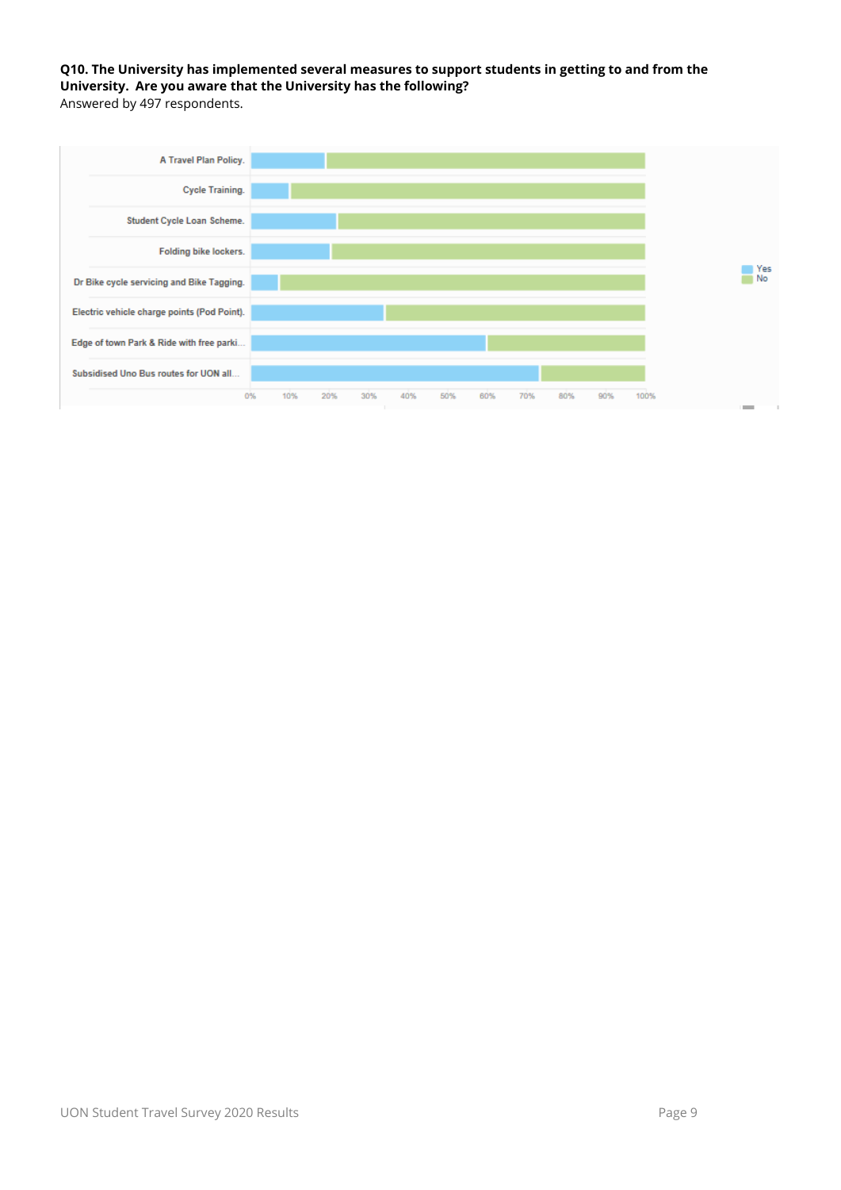**Q10. The University has implemented several measures to support students in getting to and from the University. Are you aware that the University has the following?**

Answered by 497 respondents.

A Travel Plan Policy.

Cycle Training.

Student Cycle Loan Scheme.

Folding bike lockers.

Dr Bike cycle servicing and Bike Tagging.

Electric vehicle charge points (Pod Point).

Edge of town Park & Ride with free parki...

Subsidised Uno Bus routes for UON all...

0% 10% 20% 30% 40% 50% 60% 70% 80% 90% 100%

Yes

No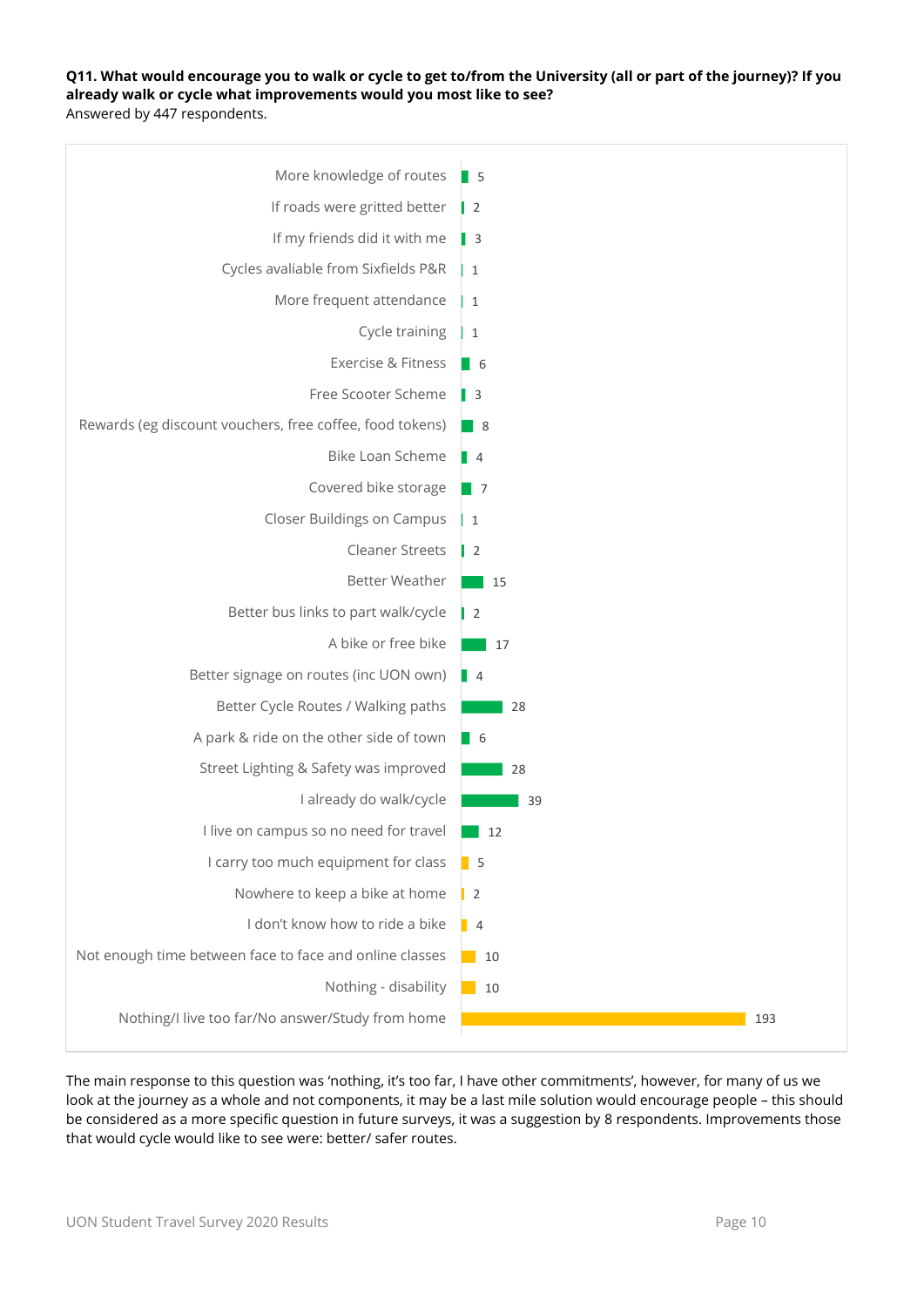**Q11. What would encourage you to walk or cycle to get to/from the University (all or part of the journey)? If you already walk or cycle what improvements would you most like to see?**
Answered by 447 respondents.

| Response | Count |
|---|---|
| More knowledge of routes | 5 |
| If roads were gritted better | 2 |
| If my friends did it with me | 3 |
| Cycles avaliable from Sixfields P&R | 1 |
| More frequent attendance | 1 |
| Cycle training | 1 |
| Exercise & Fitness | 6 |
| Free Scooter Scheme | 3 |
| Rewards (eg discount vouchers, free coffee, food tokens) | 8 |
| Bike Loan Scheme | 4 |
| Covered bike storage | 7 |
| Closer Buildings on Campus | 1 |
| Cleaner Streets | 2 |
| Better Weather | 15 |
| Better bus links to part walk/cycle | 2 |
| A bike or free bike | 17 |
| Better signage on routes (inc UON own) | 4 |
| Better Cycle Routes / Walking paths | 28 |
| A park & ride on the other side of town | 6 |
| Street Lighting & Safety was improved | 28 |
| I already do walk/cycle | 39 |
| I live on campus so no need for travel | 12 |
| I carry too much equipment for class | 5 |
| Nowhere to keep a bike at home | 2 |
| I don't know how to ride a bike | 4 |
| Not enough time between face to face and online classes | 10 |
| Nothing - disability | 10 |
| Nothing/I live too far/No answer/Study from home | 193 |

The main response to this question was 'nothing, it's too far, I have other commitments', however, for many of us we look at the journey as a whole and not components, it may be a last mile solution would encourage people – this should be considered as a more specific question in future surveys, it was a suggestion by 8 respondents. Improvements those that would cycle would like to see were: better/ safer routes.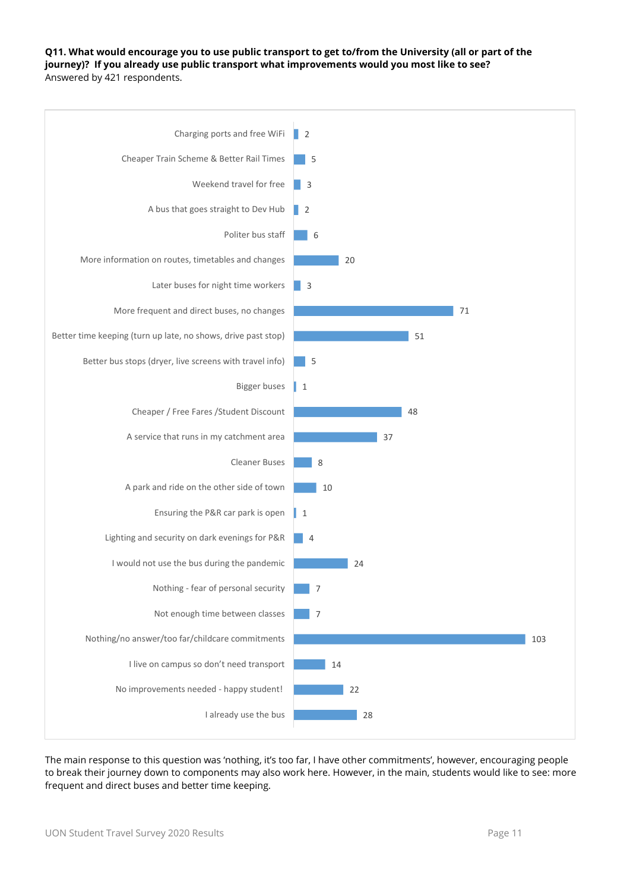**Q11. What would encourage you to use public transport to get to/from the University (all or part of the journey)? If you already use public transport what improvements would you most like to see?**
Answered by 421 respondents.

| Response | Count |
|---|---|
| Charging ports and free WiFi | 2 |
| Cheaper Train Scheme & Better Rail Times | 5 |
| Weekend travel for free | 3 |
| A bus that goes straight to Dev Hub | 2 |
| Politer bus staff | 6 |
| More information on routes, timetables and changes | 20 |
| Later buses for night time workers | 3 |
| More frequent and direct buses, no changes | 71 |
| Better time keeping (turn up late, no shows, drive past stop) | 51 |
| Better bus stops (dryer, live screens with travel info) | 5 |
| Bigger buses | 1 |
| Cheaper / Free Fares /Student Discount | 48 |
| A service that runs in my catchment area | 37 |
| Cleaner Buses | 8 |
| A park and ride on the other side of town | 10 |
| Ensuring the P&R car park is open | 1 |
| Lighting and security on dark evenings for P&R | 4 |
| I would not use the bus during the pandemic | 24 |
| Nothing - fear of personal security | 7 |
| Not enough time between classes | 7 |
| Nothing/no answer/too far/childcare commitments | 103 |
| I live on campus so don't need transport | 14 |
| No improvements needed - happy student! | 22 |
| I already use the bus | 28 |

The main response to this question was 'nothing, it's too far, I have other commitments', however, encouraging people to break their journey down to components may also work here. However, in the main, students would like to see: more frequent and direct buses and better time keeping.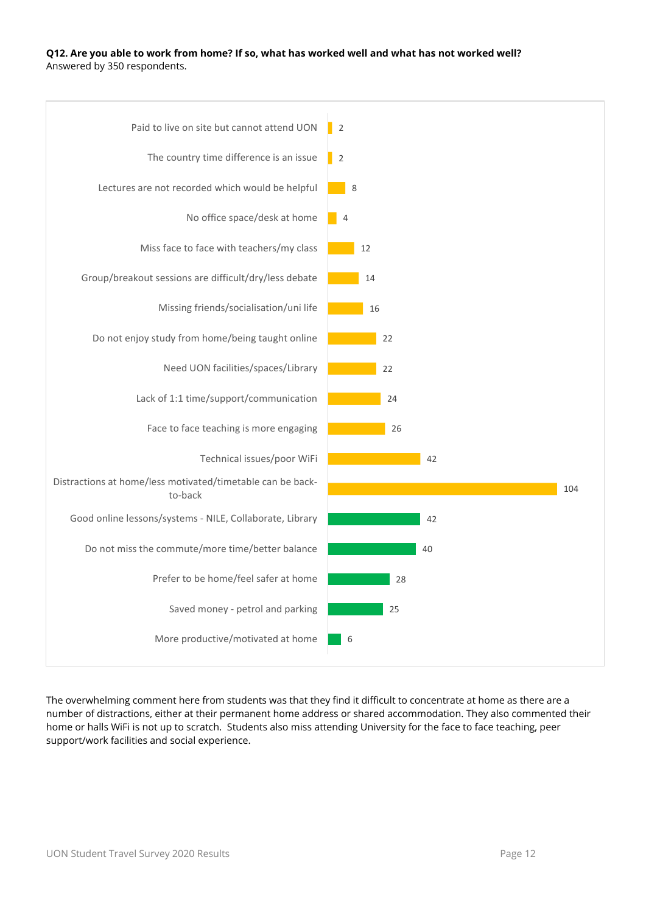**Q12. Are you able to work from home? If so, what has worked well and what has not worked well?**
Answered by 350 respondents.

| Response | Count |
|---|---|
| Paid to live on site but cannot attend UON | 2 |
| The country time difference is an issue | 2 |
| Lectures are not recorded which would be helpful | 8 |
| No office space/desk at home | 4 |
| Miss face to face with teachers/my class | 12 |
| Group/breakout sessions are difficult/dry/less debate | 14 |
| Missing friends/socialisation/uni life | 16 |
| Do not enjoy study from home/being taught online | 22 |
| Need UON facilities/spaces/Library | 22 |
| Lack of 1:1 time/support/communication | 24 |
| Face to face teaching is more engaging | 26 |
| Technical issues/poor WiFi | 42 |
| Distractions at home/less motivated/timetable can be back-to-back | 104 |
| Good online lessons/systems - NILE, Collaborate, Library | 42 |
| Do not miss the commute/more time/better balance | 40 |
| Prefer to be home/feel safer at home | 28 |
| Saved money - petrol and parking | 25 |
| More productive/motivated at home | 6 |

The overwhelming comment here from students was that they find it difficult to concentrate at home as there are a number of distractions, either at their permanent home address or shared accommodation. They also commented their home or halls WiFi is not up to scratch. Students also miss attending University for the face to face teaching, peer support/work facilities and social experience.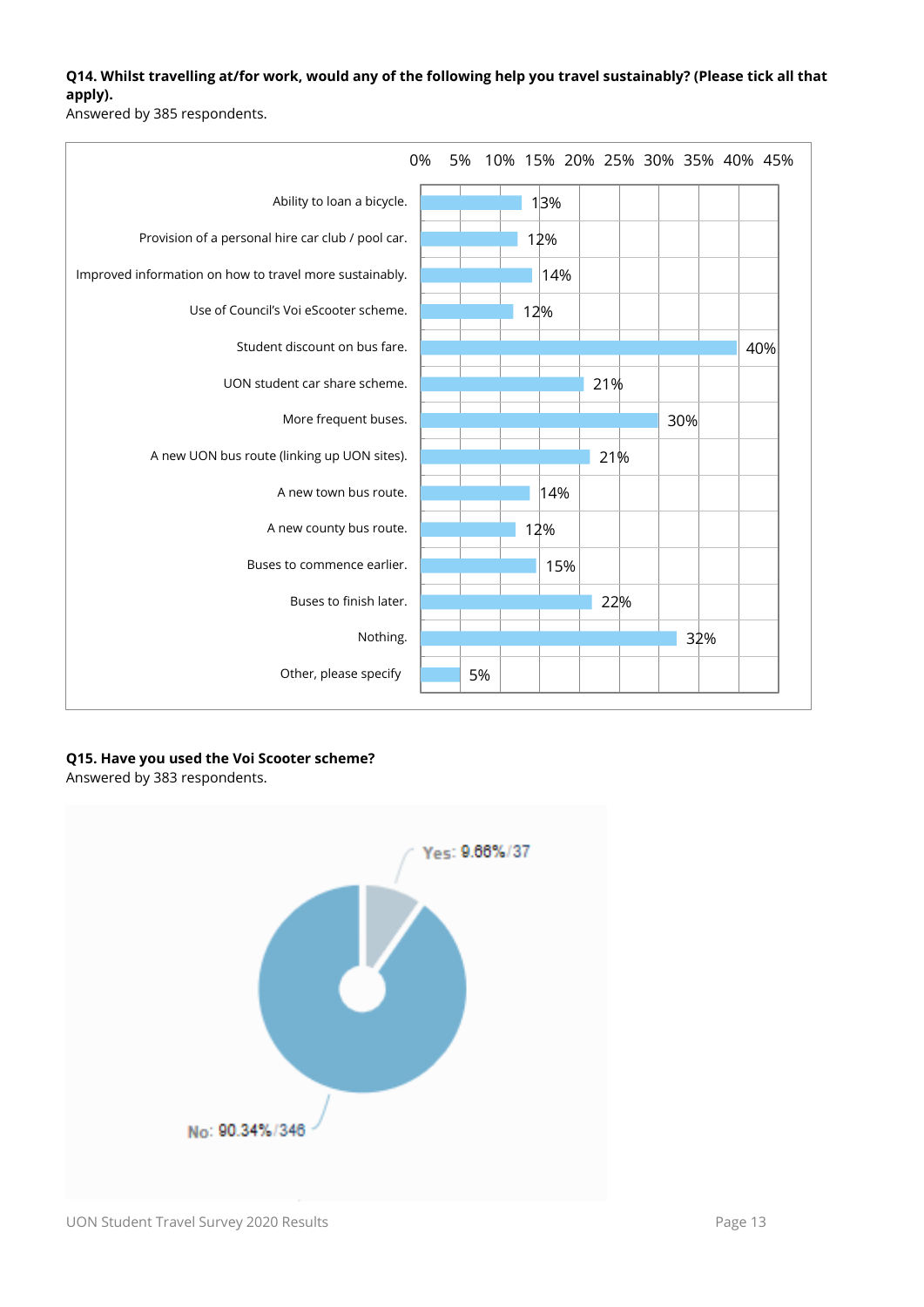**Q14. Whilst travelling at/for work, would any of the following help you travel sustainably? (Please tick all that apply).**
Answered by 385 respondents.

| Option | Percentage |
|---|---|
| Ability to loan a bicycle. | 13% |
| Provision of a personal hire car club / pool car. | 12% |
| Improved information on how to travel more sustainably. | 14% |
| Use of Council's Voi eScooter scheme. | 12% |
| Student discount on bus fare. | 40% |
| UON student car share scheme. | 21% |
| More frequent buses. | 30% |
| A new UON bus route (linking up UON sites). | 21% |
| A new town bus route. | 14% |
| A new county bus route. | 12% |
| Buses to commence earlier. | 15% |
| Buses to finish later. | 22% |
| Nothing. | 32% |
| Other, please specify | 5% |

**Q15. Have you used the Voi Scooter scheme?**
Answered by 383 respondents.

| Response | Percentage / Count |
|---|---|
| Yes | 9.66% / 37 |
| No | 90.34% / 346 |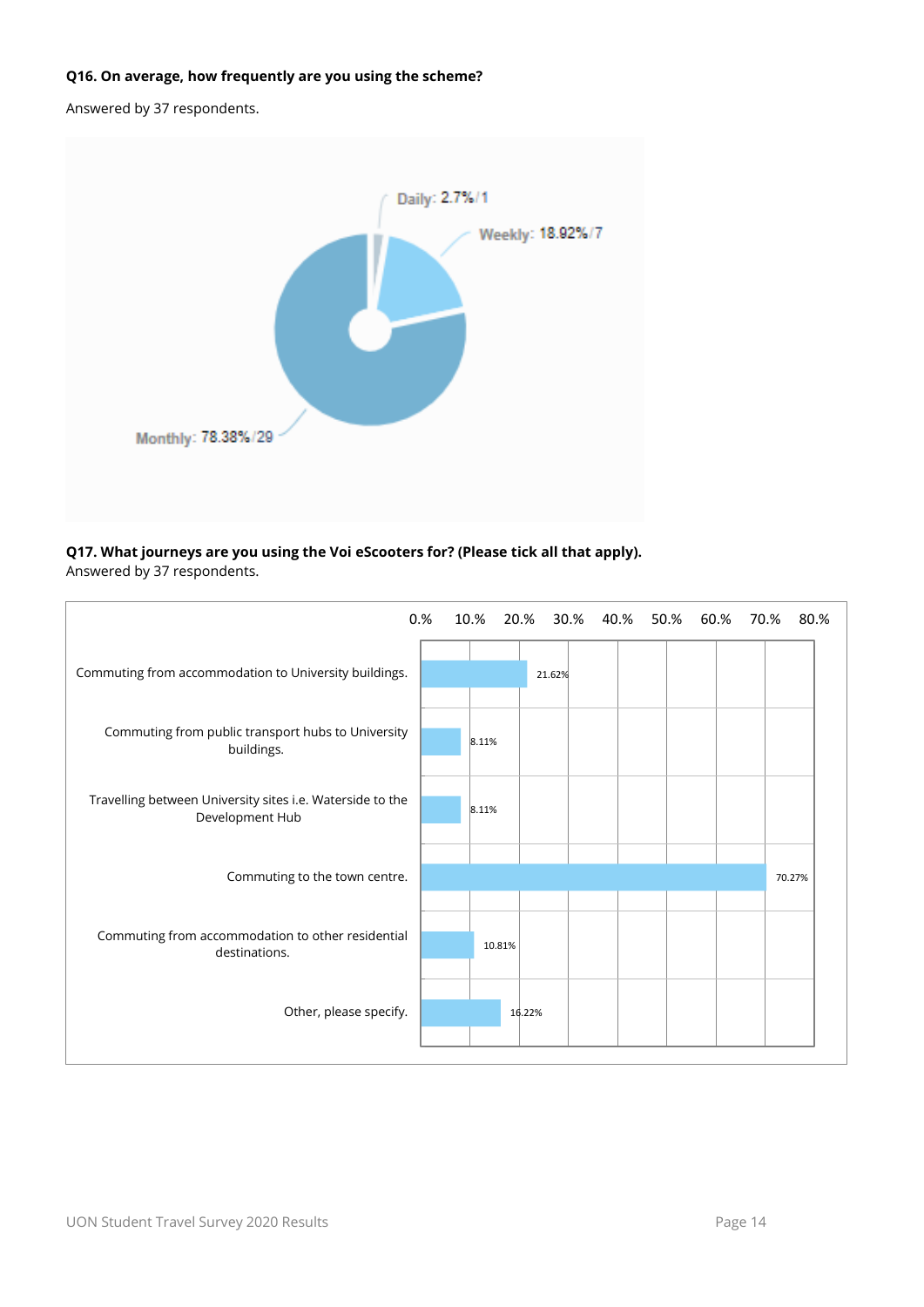**Q16. On average, how frequently are you using the scheme?**

Answered by 37 respondents.

Daily: 2.7% / 1

Weekly: 18.92% / 7

Monthly: 78.38% / 29

**Q17. What journeys are you using the Voi eScooters for? (Please tick all that apply).**

Answered by 37 respondents.

| Journey | % |
|---|---|
| Commuting from accommodation to University buildings. | 21.62% |
| Commuting from public transport hubs to University buildings. | 8.11% |
| Travelling between University sites i.e. Waterside to the Development Hub | 8.11% |
| Commuting to the town centre. | 70.27% |
| Commuting from accommodation to other residential destinations. | 10.81% |
| Other, please specify. | 16.22% |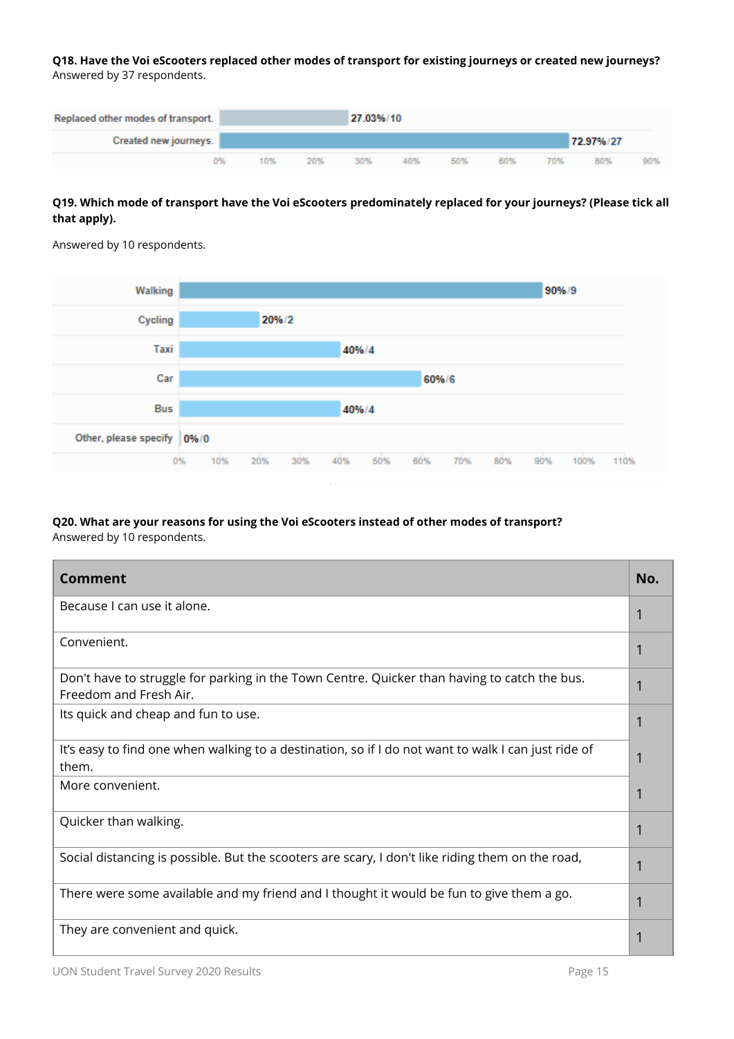**Q18. Have the Voi eScooters replaced other modes of transport for existing journeys or created new journeys?**
Answered by 37 respondents.

| Response | % / No. |
|---|---|
| Replaced other modes of transport. | 27.03% / 10 |
| Created new journeys. | 72.97% / 27 |

**Q19. Which mode of transport have the Voi eScooters predominately replaced for your journeys? (Please tick all that apply).**

Answered by 10 respondents.

| Mode | % / No. |
|---|---|
| Walking | 90% / 9 |
| Cycling | 20% / 2 |
| Taxi | 40% / 4 |
| Car | 60% / 6 |
| Bus | 40% / 4 |
| Other, please specify | 0% / 0 |

**Q20. What are your reasons for using the Voi eScooters instead of other modes of transport?**
Answered by 10 respondents.

| Comment | No. |
|---|---|
| Because I can use it alone. | 1 |
| Convenient. | 1 |
| Don't have to struggle for parking in the Town Centre. Quicker than having to catch the bus. Freedom and Fresh Air. | 1 |
| Its quick and cheap and fun to use. | 1 |
| It's easy to find one when walking to a destination, so if I do not want to walk I can just ride of them. | 1 |
| More convenient. | 1 |
| Quicker than walking. | 1 |
| Social distancing is possible. But the scooters are scary, I don't like riding them on the road, | 1 |
| There were some available and my friend and I thought it would be fun to give them a go. | 1 |
| They are convenient and quick. | 1 |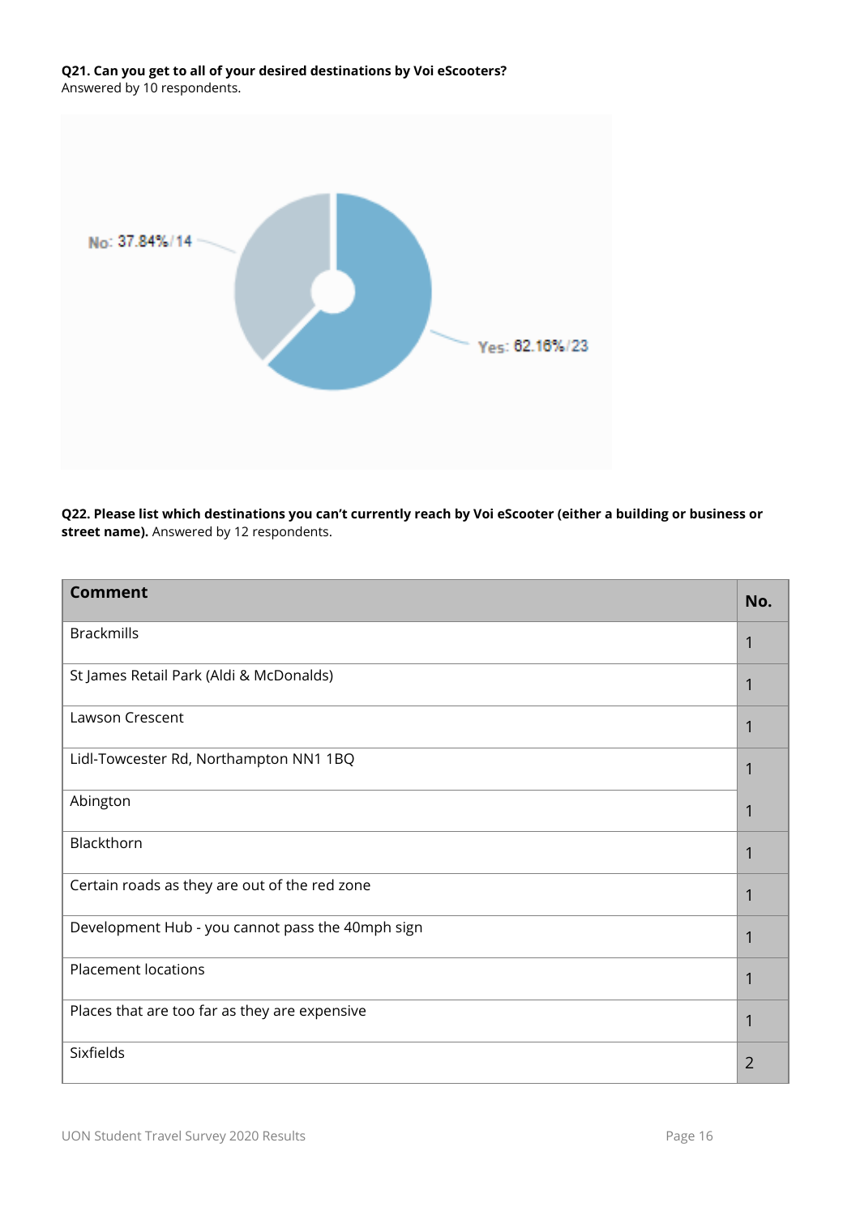**Q21. Can you get to all of your desired destinations by Voi eScooters?**
Answered by 10 respondents.

No: 37.84% / 14

Yes: 62.16% / 23

**Q22. Please list which destinations you can't currently reach by Voi eScooter (either a building or business or street name).** Answered by 12 respondents.

| Comment | No. |
|---|---|
| Brackmills | 1 |
| St James Retail Park (Aldi & McDonalds) | 1 |
| Lawson Crescent | 1 |
| Lidl-Towcester Rd, Northampton NN1 1BQ | 1 |
| Abington | 1 |
| Blackthorn | 1 |
| Certain roads as they are out of the red zone | 1 |
| Development Hub - you cannot pass the 40mph sign | 1 |
| Placement locations | 1 |
| Places that are too far as they are expensive | 1 |
| Sixfields | 2 |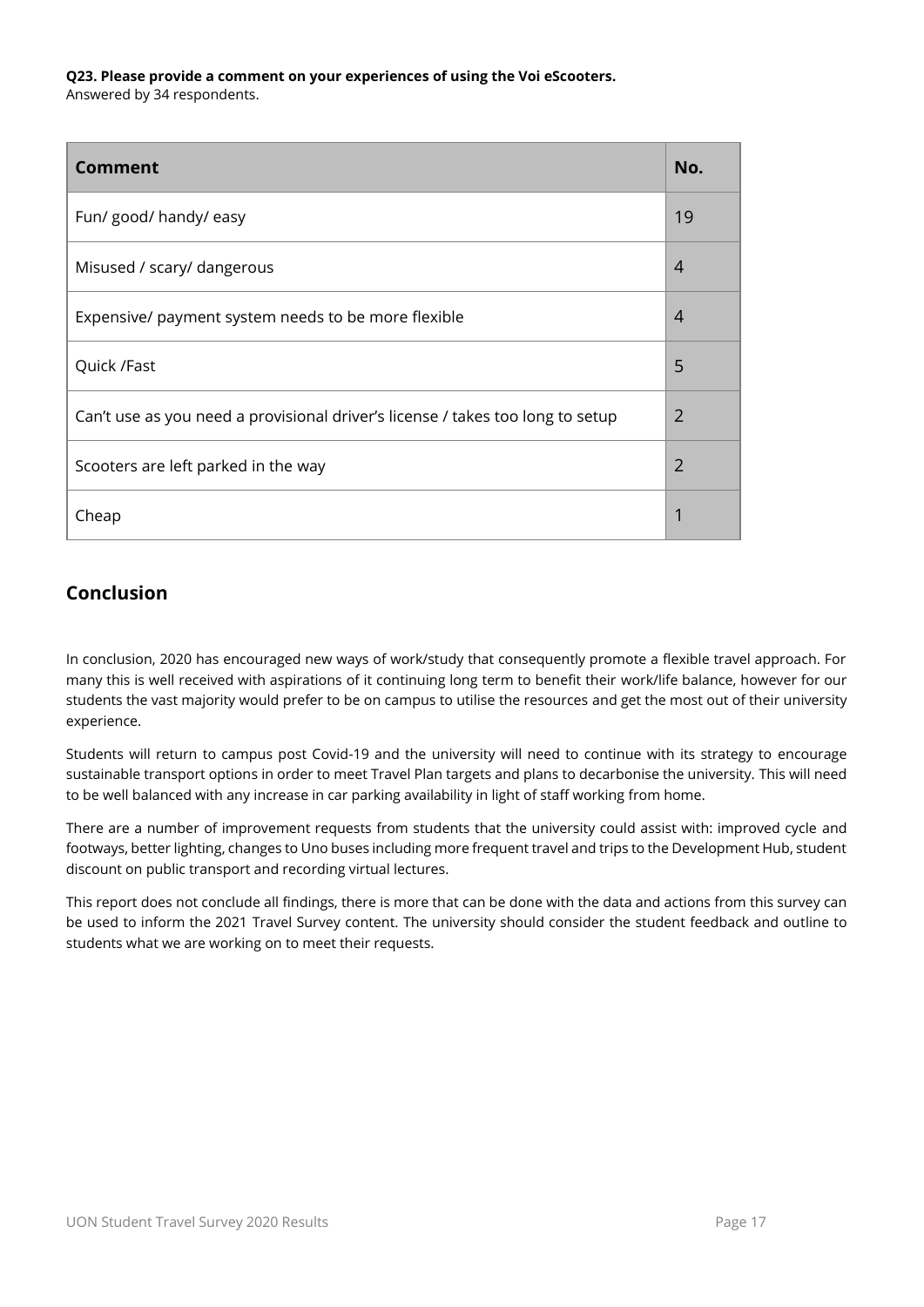**Q23. Please provide a comment on your experiences of using the Voi eScooters.**
Answered by 34 respondents.

| Comment | No. |
|---|---|
| Fun/ good/ handy/ easy | 19 |
| Misused / scary/ dangerous | 4 |
| Expensive/ payment system needs to be more flexible | 4 |
| Quick /Fast | 5 |
| Can't use as you need a provisional driver's license / takes too long to setup | 2 |
| Scooters are left parked in the way | 2 |
| Cheap | 1 |

## Conclusion

In conclusion, 2020 has encouraged new ways of work/study that consequently promote a flexible travel approach. For many this is well received with aspirations of it continuing long term to benefit their work/life balance, however for our students the vast majority would prefer to be on campus to utilise the resources and get the most out of their university experience.

Students will return to campus post Covid-19 and the university will need to continue with its strategy to encourage sustainable transport options in order to meet Travel Plan targets and plans to decarbonise the university. This will need to be well balanced with any increase in car parking availability in light of staff working from home.

There are a number of improvement requests from students that the university could assist with: improved cycle and footways, better lighting, changes to Uno buses including more frequent travel and trips to the Development Hub, student discount on public transport and recording virtual lectures.

This report does not conclude all findings, there is more that can be done with the data and actions from this survey can be used to inform the 2021 Travel Survey content. The university should consider the student feedback and outline to students what we are working on to meet their requests.